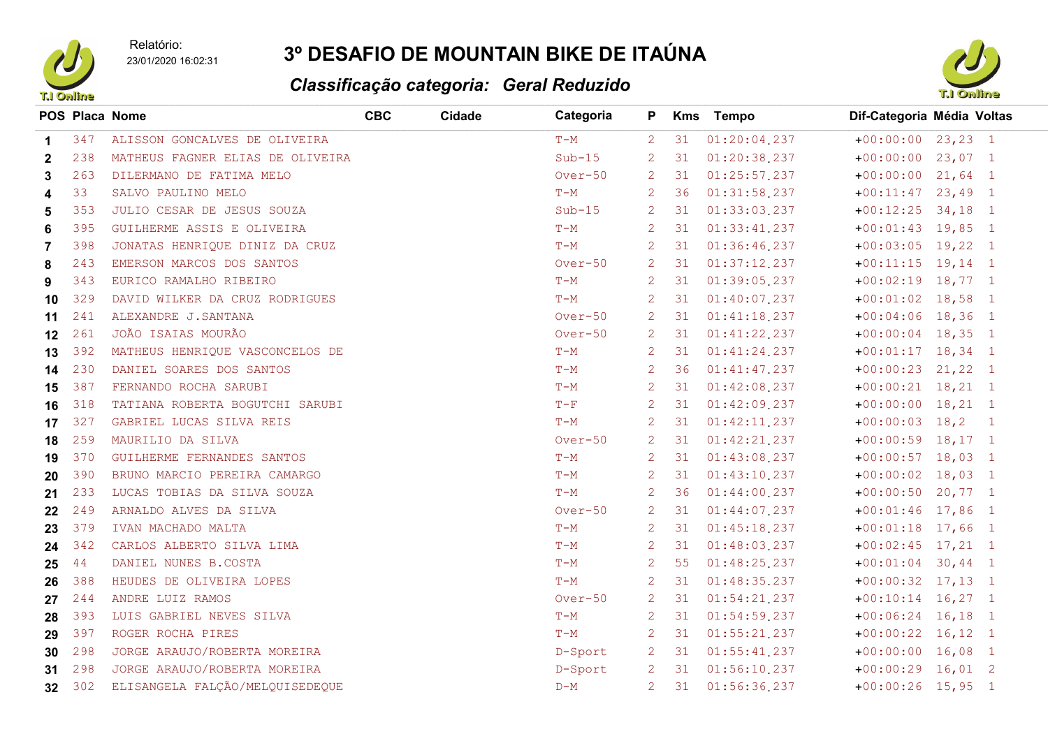Relatório:
23/01/2020 16:02:31

# 3º DESAFIO DE MOUNTAIN BIKE DE ITAÚNA

## *Classificação categoria: Geral Reduzido*

| POS | Placa | Nome | CBC | Cidade | Categoria | P | Kms | Tempo | Dif-Categoria | Média | Voltas |
|---|---|---|---|---|---|---|---|---|---|---|---|
| 1 | 347 | ALISSON GONCALVES DE OLIVEIRA | | | T-M | 2 | 31 | 01:20:04.237 | +00:00:00 | 23,23 | 1 |
| 2 | 238 | MATHEUS FAGNER ELIAS DE OLIVEIRA | | | Sub-15 | 2 | 31 | 01:20:38.237 | +00:00:00 | 23,07 | 1 |
| 3 | 263 | DILERMANO DE FATIMA MELO | | | Over-50 | 2 | 31 | 01:25:57.237 | +00:00:00 | 21,64 | 1 |
| 4 | 33 | SALVO PAULINO MELO | | | T-M | 2 | 36 | 01:31:58.237 | +00:11:47 | 23,49 | 1 |
| 5 | 353 | JULIO CESAR DE JESUS SOUZA | | | Sub-15 | 2 | 31 | 01:33:03.237 | +00:12:25 | 34,18 | 1 |
| 6 | 395 | GUILHERME ASSIS E OLIVEIRA | | | T-M | 2 | 31 | 01:33:41.237 | +00:01:43 | 19,85 | 1 |
| 7 | 398 | JONATAS HENRIQUE DINIZ DA CRUZ | | | T-M | 2 | 31 | 01:36:46.237 | +00:03:05 | 19,22 | 1 |
| 8 | 243 | EMERSON MARCOS DOS SANTOS | | | Over-50 | 2 | 31 | 01:37:12.237 | +00:11:15 | 19,14 | 1 |
| 9 | 343 | EURICO RAMALHO RIBEIRO | | | T-M | 2 | 31 | 01:39:05.237 | +00:02:19 | 18,77 | 1 |
| 10 | 329 | DAVID WILKER DA CRUZ RODRIGUES | | | T-M | 2 | 31 | 01:40:07.237 | +00:01:02 | 18,58 | 1 |
| 11 | 241 | ALEXANDRE J.SANTANA | | | Over-50 | 2 | 31 | 01:41:18.237 | +00:04:06 | 18,36 | 1 |
| 12 | 261 | JOÃO ISAIAS MOURÃO | | | Over-50 | 2 | 31 | 01:41:22.237 | +00:00:04 | 18,35 | 1 |
| 13 | 392 | MATHEUS HENRIQUE VASCONCELOS DE | | | T-M | 2 | 31 | 01:41:24.237 | +00:01:17 | 18,34 | 1 |
| 14 | 230 | DANIEL SOARES DOS SANTOS | | | T-M | 2 | 36 | 01:41:47.237 | +00:00:23 | 21,22 | 1 |
| 15 | 387 | FERNANDO ROCHA SARUBI | | | T-M | 2 | 31 | 01:42:08.237 | +00:00:21 | 18,21 | 1 |
| 16 | 318 | TATIANA ROBERTA BOGUTCHI SARUBI | | | T-F | 2 | 31 | 01:42:09.237 | +00:00:00 | 18,21 | 1 |
| 17 | 327 | GABRIEL LUCAS SILVA REIS | | | T-M | 2 | 31 | 01:42:11.237 | +00:00:03 | 18,2 | 1 |
| 18 | 259 | MAURILIO DA SILVA | | | Over-50 | 2 | 31 | 01:42:21.237 | +00:00:59 | 18,17 | 1 |
| 19 | 370 | GUILHERME FERNANDES SANTOS | | | T-M | 2 | 31 | 01:43:08.237 | +00:00:57 | 18,03 | 1 |
| 20 | 390 | BRUNO MARCIO PEREIRA CAMARGO | | | T-M | 2 | 31 | 01:43:10.237 | +00:00:02 | 18,03 | 1 |
| 21 | 233 | LUCAS TOBIAS DA SILVA SOUZA | | | T-M | 2 | 36 | 01:44:00.237 | +00:00:50 | 20,77 | 1 |
| 22 | 249 | ARNALDO ALVES DA SILVA | | | Over-50 | 2 | 31 | 01:44:07.237 | +00:01:46 | 17,86 | 1 |
| 23 | 379 | IVAN MACHADO MALTA | | | T-M | 2 | 31 | 01:45:18.237 | +00:01:18 | 17,66 | 1 |
| 24 | 342 | CARLOS ALBERTO SILVA LIMA | | | T-M | 2 | 31 | 01:48:03.237 | +00:02:45 | 17,21 | 1 |
| 25 | 44 | DANIEL NUNES B.COSTA | | | T-M | 2 | 55 | 01:48:25.237 | +00:01:04 | 30,44 | 1 |
| 26 | 388 | HEUDES DE OLIVEIRA LOPES | | | T-M | 2 | 31 | 01:48:35.237 | +00:00:32 | 17,13 | 1 |
| 27 | 244 | ANDRE LUIZ RAMOS | | | Over-50 | 2 | 31 | 01:54:21.237 | +00:10:14 | 16,27 | 1 |
| 28 | 393 | LUIS GABRIEL NEVES SILVA | | | T-M | 2 | 31 | 01:54:59.237 | +00:06:24 | 16,18 | 1 |
| 29 | 397 | ROGER ROCHA PIRES | | | T-M | 2 | 31 | 01:55:21.237 | +00:00:22 | 16,12 | 1 |
| 30 | 298 | JORGE ARAUJO/ROBERTA MOREIRA | | | D-Sport | 2 | 31 | 01:55:41.237 | +00:00:00 | 16,08 | 1 |
| 31 | 298 | JORGE ARAUJO/ROBERTA MOREIRA | | | D-Sport | 2 | 31 | 01:56:10.237 | +00:00:29 | 16,01 | 2 |
| 32 | 302 | ELISANGELA FALÇÃO/MELQUISEDEQUE | | | D-M | 2 | 31 | 01:56:36.237 | +00:00:26 | 15,95 | 1 |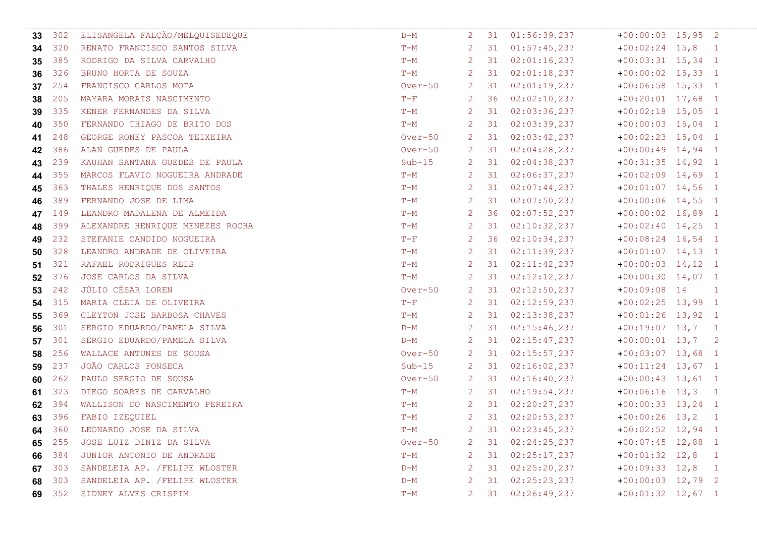| | | | | | | | | | |
|---|---|---|---|---|---|---|---|---|---|
| **33** | 302 | ELISANGELA FALÇÃO/MELQUISEDEQUE | D-M | 2 | 31 | 01:56:39.237 | +00:00:03 | 15,95 | 2 |
| **34** | 320 | RENATO FRANCISCO SANTOS SILVA | T-M | 2 | 31 | 01:57:45.237 | +00:02:24 | 15,8 | 1 |
| **35** | 385 | RODRIGO DA SILVA CARVALHO | T-M | 2 | 31 | 02:01:16.237 | +00:03:31 | 15,34 | 1 |
| **36** | 326 | BRUNO HORTA DE SOUZA | T-M | 2 | 31 | 02:01:18.237 | +00:00:02 | 15,33 | 1 |
| **37** | 254 | FRANCISCO CARLOS MOTA | Over-50 | 2 | 31 | 02:01:19.237 | +00:06:58 | 15,33 | 1 |
| **38** | 205 | MAYARA MORAIS NASCIMENTO | T-F | 2 | 36 | 02:02:10.237 | +00:20:01 | 17,68 | 1 |
| **39** | 335 | KENER FERNANDES DA SILVA | T-M | 2 | 31 | 02:03:36.237 | +00:02:18 | 15,05 | 1 |
| **40** | 350 | FERNANDO THIAGO DE BRITO DOS | T-M | 2 | 31 | 02:03:39.237 | +00:00:03 | 15,04 | 1 |
| **41** | 248 | GEORGE RONEY PASCOA TEIXEIRA | Over-50 | 2 | 31 | 02:03:42.237 | +00:02:23 | 15,04 | 1 |
| **42** | 386 | ALAN GUEDES DE PAULA | Over-50 | 2 | 31 | 02:04:28.237 | +00:00:49 | 14,94 | 1 |
| **43** | 239 | KAUHAN SANTANA GUEDES DE PAULA | Sub-15 | 2 | 31 | 02:04:38.237 | +00:31:35 | 14,92 | 1 |
| **44** | 355 | MARCOS FLAVIO NOGUEIRA ANDRADE | T-M | 2 | 31 | 02:06:37.237 | +00:02:09 | 14,69 | 1 |
| **45** | 363 | THALES HENRIQUE DOS SANTOS | T-M | 2 | 31 | 02:07:44.237 | +00:01:07 | 14,56 | 1 |
| **46** | 389 | FERNANDO JOSE DE LIMA | T-M | 2 | 31 | 02:07:50.237 | +00:00:06 | 14,55 | 1 |
| **47** | 149 | LEANDRO MADALENA DE ALMEIDA | T-M | 2 | 36 | 02:07:52.237 | +00:00:02 | 16,89 | 1 |
| **48** | 399 | ALEXANDRE HENRIQUE MENEZES ROCHA | T-M | 2 | 31 | 02:10:32.237 | +00:02:40 | 14,25 | 1 |
| **49** | 232 | STEFANIE CANDIDO NOGUEIRA | T-F | 2 | 36 | 02:10:34.237 | +00:08:24 | 16,54 | 1 |
| **50** | 328 | LEANDRO ANDRADE DE OLIVEIRA | T-M | 2 | 31 | 02:11:39.237 | +00:01:07 | 14,13 | 1 |
| **51** | 321 | RAFAEL RODRIGUES REIS | T-M | 2 | 31 | 02:11:42.237 | +00:00:03 | 14,12 | 1 |
| **52** | 376 | JOSE CARLOS DA SILVA | T-M | 2 | 31 | 02:12:12.237 | +00:00:30 | 14,07 | 1 |
| **53** | 242 | JÚLIO CÉSAR LOREN | Over-50 | 2 | 31 | 02:12:50.237 | +00:09:08 | 14 | 1 |
| **54** | 315 | MARIA CLEIA DE OLIVEIRA | T-F | 2 | 31 | 02:12:59.237 | +00:02:25 | 13,99 | 1 |
| **55** | 369 | CLEYTON JOSE BARBOSA CHAVES | T-M | 2 | 31 | 02:13:38.237 | +00:01:26 | 13,92 | 1 |
| **56** | 301 | SERGIO EDUARDO/PAMELA SILVA | D-M | 2 | 31 | 02:15:46.237 | +00:19:07 | 13,7 | 1 |
| **57** | 301 | SERGIO EDUARDO/PAMELA SILVA | D-M | 2 | 31 | 02:15:47.237 | +00:00:01 | 13,7 | 2 |
| **58** | 256 | WALLACE ANTUNES DE SOUSA | Over-50 | 2 | 31 | 02:15:57.237 | +00:03:07 | 13,68 | 1 |
| **59** | 237 | JOÃO CARLOS FONSECA | Sub-15 | 2 | 31 | 02:16:02.237 | +00:11:24 | 13,67 | 1 |
| **60** | 262 | PAULO SERGIO DE SOUSA | Over-50 | 2 | 31 | 02:16:40.237 | +00:00:43 | 13,61 | 1 |
| **61** | 323 | DIEGO SOARES DE CARVALHO | T-M | 2 | 31 | 02:19:54.237 | +00:06:16 | 13,3 | 1 |
| **62** | 394 | WALLISON DO NASCIMENTO PEREIRA | T-M | 2 | 31 | 02:20:27.237 | +00:00:33 | 13,24 | 1 |
| **63** | 396 | FABIO IZEQUIEL | T-M | 2 | 31 | 02:20:53.237 | +00:00:26 | 13,2 | 1 |
| **64** | 360 | LEONARDO JOSE DA SILVA | T-M | 2 | 31 | 02:23:45.237 | +00:02:52 | 12,94 | 1 |
| **65** | 255 | JOSE LUIZ DINIZ DA SILVA | Over-50 | 2 | 31 | 02:24:25.237 | +00:07:45 | 12,88 | 1 |
| **66** | 384 | JUNIOR ANTONIO DE ANDRADE | T-M | 2 | 31 | 02:25:17.237 | +00:01:32 | 12,8 | 1 |
| **67** | 303 | SANDELEIA AP. /FELIPE WLOSTER | D-M | 2 | 31 | 02:25:20.237 | +00:09:33 | 12,8 | 1 |
| **68** | 303 | SANDELEIA AP. /FELIPE WLOSTER | D-M | 2 | 31 | 02:25:23.237 | +00:00:03 | 12,79 | 2 |
| **69** | 352 | SIDNEY ALVES CRISPIM | T-M | 2 | 31 | 02:26:49.237 | +00:01:32 | 12,67 | 1 |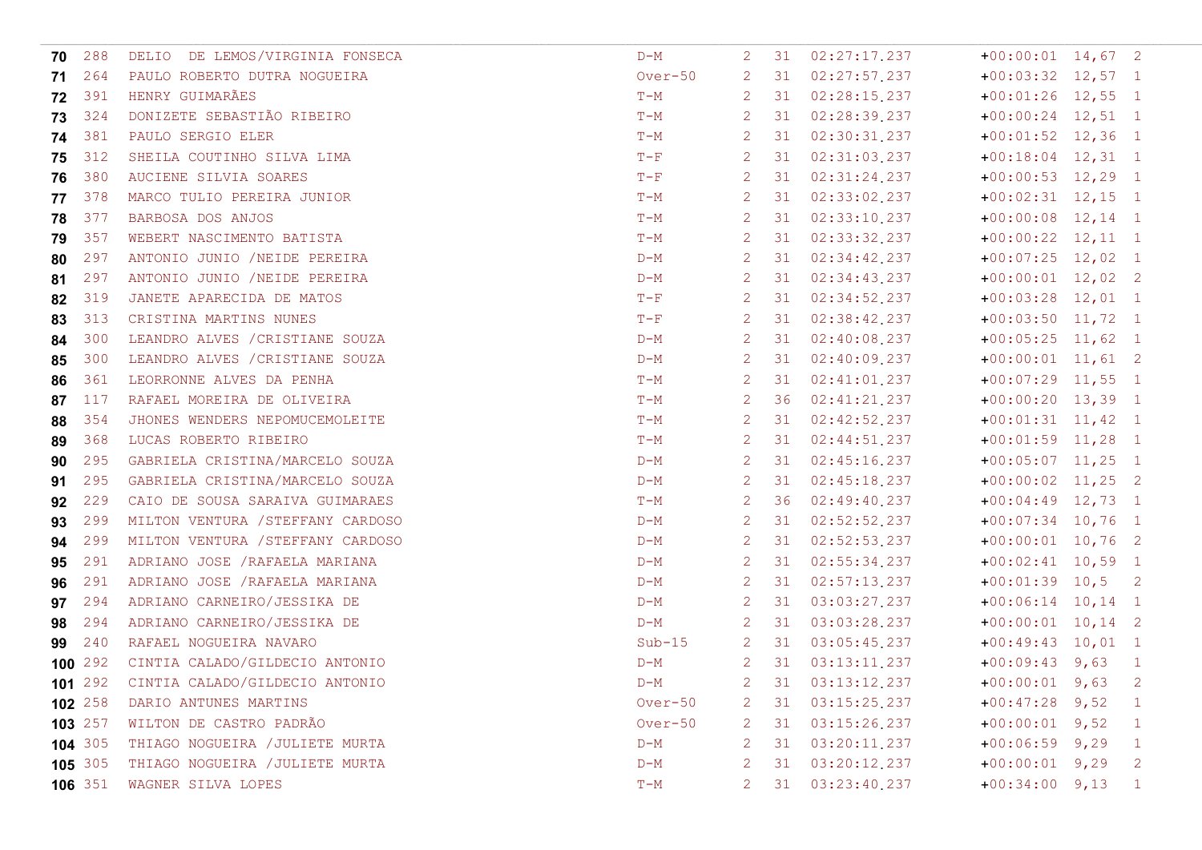| | | | | | | | | | |
|---|---|---|---|---|---|---|---|---|---|
| **70** | 288 | DELIO  DE LEMOS/VIRGINIA FONSECA | D-M | 2 | 31 | 02:27:17.237 | +00:00:01 | 14,67 | 2 |
| **71** | 264 | PAULO ROBERTO DUTRA NOGUEIRA | Over-50 | 2 | 31 | 02:27:57.237 | +00:03:32 | 12,57 | 1 |
| **72** | 391 | HENRY GUIMARÃES | T-M | 2 | 31 | 02:28:15.237 | +00:01:26 | 12,55 | 1 |
| **73** | 324 | DONIZETE SEBASTIÃO RIBEIRO | T-M | 2 | 31 | 02:28:39.237 | +00:00:24 | 12,51 | 1 |
| **74** | 381 | PAULO SERGIO ELER | T-M | 2 | 31 | 02:30:31.237 | +00:01:52 | 12,36 | 1 |
| **75** | 312 | SHEILA COUTINHO SILVA LIMA | T-F | 2 | 31 | 02:31:03.237 | +00:18:04 | 12,31 | 1 |
| **76** | 380 | AUCIENE SILVIA SOARES | T-F | 2 | 31 | 02:31:24.237 | +00:00:53 | 12,29 | 1 |
| **77** | 378 | MARCO TULIO PEREIRA JUNIOR | T-M | 2 | 31 | 02:33:02.237 | +00:02:31 | 12,15 | 1 |
| **78** | 377 | BARBOSA DOS ANJOS | T-M | 2 | 31 | 02:33:10.237 | +00:00:08 | 12,14 | 1 |
| **79** | 357 | WEBERT NASCIMENTO BATISTA | T-M | 2 | 31 | 02:33:32.237 | +00:00:22 | 12,11 | 1 |
| **80** | 297 | ANTONIO JUNIO /NEIDE PEREIRA | D-M | 2 | 31 | 02:34:42.237 | +00:07:25 | 12,02 | 1 |
| **81** | 297 | ANTONIO JUNIO /NEIDE PEREIRA | D-M | 2 | 31 | 02:34:43.237 | +00:00:01 | 12,02 | 2 |
| **82** | 319 | JANETE APARECIDA DE MATOS | T-F | 2 | 31 | 02:34:52.237 | +00:03:28 | 12,01 | 1 |
| **83** | 313 | CRISTINA MARTINS NUNES | T-F | 2 | 31 | 02:38:42.237 | +00:03:50 | 11,72 | 1 |
| **84** | 300 | LEANDRO ALVES /CRISTIANE SOUZA | D-M | 2 | 31 | 02:40:08.237 | +00:05:25 | 11,62 | 1 |
| **85** | 300 | LEANDRO ALVES /CRISTIANE SOUZA | D-M | 2 | 31 | 02:40:09.237 | +00:00:01 | 11,61 | 2 |
| **86** | 361 | LEORRONNE ALVES DA PENHA | T-M | 2 | 31 | 02:41:01.237 | +00:07:29 | 11,55 | 1 |
| **87** | 117 | RAFAEL MOREIRA DE OLIVEIRA | T-M | 2 | 36 | 02:41:21.237 | +00:00:20 | 13,39 | 1 |
| **88** | 354 | JHONES WENDERS NEPOMUCEMOLEITE | T-M | 2 | 31 | 02:42:52.237 | +00:01:31 | 11,42 | 1 |
| **89** | 368 | LUCAS ROBERTO RIBEIRO | T-M | 2 | 31 | 02:44:51.237 | +00:01:59 | 11,28 | 1 |
| **90** | 295 | GABRIELA CRISTINA/MARCELO SOUZA | D-M | 2 | 31 | 02:45:16.237 | +00:05:07 | 11,25 | 1 |
| **91** | 295 | GABRIELA CRISTINA/MARCELO SOUZA | D-M | 2 | 31 | 02:45:18.237 | +00:00:02 | 11,25 | 2 |
| **92** | 229 | CAIO DE SOUSA SARAIVA GUIMARAES | T-M | 2 | 36 | 02:49:40.237 | +00:04:49 | 12,73 | 1 |
| **93** | 299 | MILTON VENTURA /STEFFANY CARDOSO | D-M | 2 | 31 | 02:52:52.237 | +00:07:34 | 10,76 | 1 |
| **94** | 299 | MILTON VENTURA /STEFFANY CARDOSO | D-M | 2 | 31 | 02:52:53.237 | +00:00:01 | 10,76 | 2 |
| **95** | 291 | ADRIANO JOSE /RAFAELA MARIANA | D-M | 2 | 31 | 02:55:34.237 | +00:02:41 | 10,59 | 1 |
| **96** | 291 | ADRIANO JOSE /RAFAELA MARIANA | D-M | 2 | 31 | 02:57:13.237 | +00:01:39 | 10,5 | 2 |
| **97** | 294 | ADRIANO CARNEIRO/JESSIKA DE | D-M | 2 | 31 | 03:03:27.237 | +00:06:14 | 10,14 | 1 |
| **98** | 294 | ADRIANO CARNEIRO/JESSIKA DE | D-M | 2 | 31 | 03:03:28.237 | +00:00:01 | 10,14 | 2 |
| **99** | 240 | RAFAEL NOGUEIRA NAVARO | Sub-15 | 2 | 31 | 03:05:45.237 | +00:49:43 | 10,01 | 1 |
| **100** | 292 | CINTIA CALADO/GILDECIO ANTONIO | D-M | 2 | 31 | 03:13:11.237 | +00:09:43 | 9,63 | 1 |
| **101** | 292 | CINTIA CALADO/GILDECIO ANTONIO | D-M | 2 | 31 | 03:13:12.237 | +00:00:01 | 9,63 | 2 |
| **102** | 258 | DARIO ANTUNES MARTINS | Over-50 | 2 | 31 | 03:15:25.237 | +00:47:28 | 9,52 | 1 |
| **103** | 257 | WILTON DE CASTRO PADRÃO | Over-50 | 2 | 31 | 03:15:26.237 | +00:00:01 | 9,52 | 1 |
| **104** | 305 | THIAGO NOGUEIRA /JULIETE MURTA | D-M | 2 | 31 | 03:20:11.237 | +00:06:59 | 9,29 | 1 |
| **105** | 305 | THIAGO NOGUEIRA /JULIETE MURTA | D-M | 2 | 31 | 03:20:12.237 | +00:00:01 | 9,29 | 2 |
| **106** | 351 | WAGNER SILVA LOPES | T-M | 2 | 31 | 03:23:40.237 | +00:34:00 | 9,13 | 1 |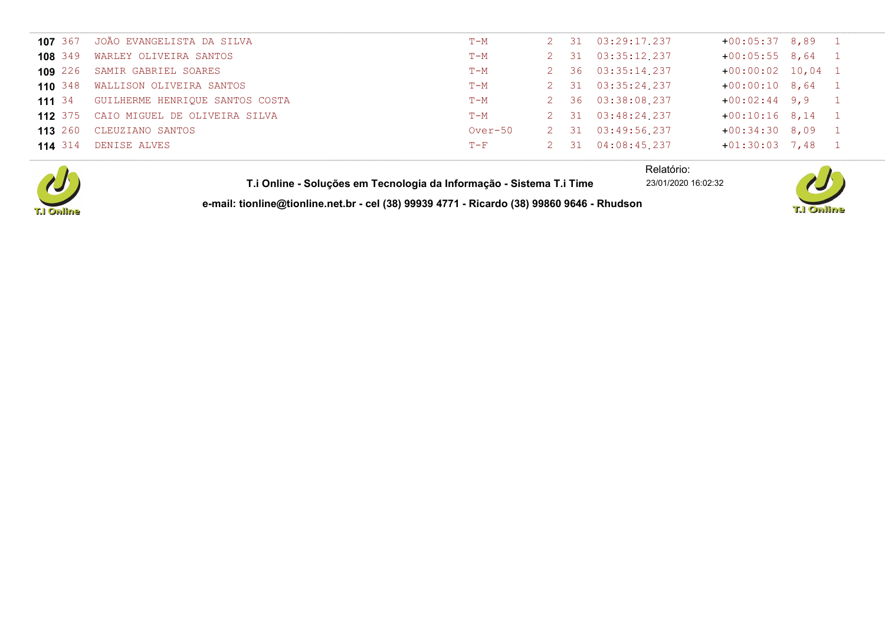| | | | | | | | | | |
|---|---|---|---|---|---|---|---|---|---|
| **107** | 367 | JOÃO EVANGELISTA DA SILVA | T-M | 2 | 31 | 03:29:17.237 | +00:05:37 | 8,89 | 1 |
| **108** | 349 | WARLEY OLIVEIRA SANTOS | T-M | 2 | 31 | 03:35:12.237 | +00:05:55 | 8,64 | 1 |
| **109** | 226 | SAMIR GABRIEL SOARES | T-M | 2 | 36 | 03:35:14.237 | +00:00:02 | 10,04 | 1 |
| **110** | 348 | WALLISON OLIVEIRA SANTOS | T-M | 2 | 31 | 03:35:24.237 | +00:00:10 | 8,64 | 1 |
| **111** | 34 | GUILHERME HENRIQUE SANTOS COSTA | T-M | 2 | 36 | 03:38:08.237 | +00:02:44 | 9,9 | 1 |
| **112** | 375 | CAIO MIGUEL DE OLIVEIRA SILVA | T-M | 2 | 31 | 03:48:24.237 | +00:10:16 | 8,14 | 1 |
| **113** | 260 | CLEUZIANO SANTOS | Over-50 | 2 | 31 | 03:49:56.237 | +00:34:30 | 8,09 | 1 |
| **114** | 314 | DENISE ALVES | T-F | 2 | 31 | 04:08:45.237 | +01:30:03 | 7,48 | 1 |

**T.i Online - Soluções em Tecnologia da Informação - Sistema T.i Time**

Relatório:
23/01/2020 16:02:32

**e-mail: tionline@tionline.net.br - cel (38) 99939 4771 - Ricardo (38) 99860 9646 - Rhudson**